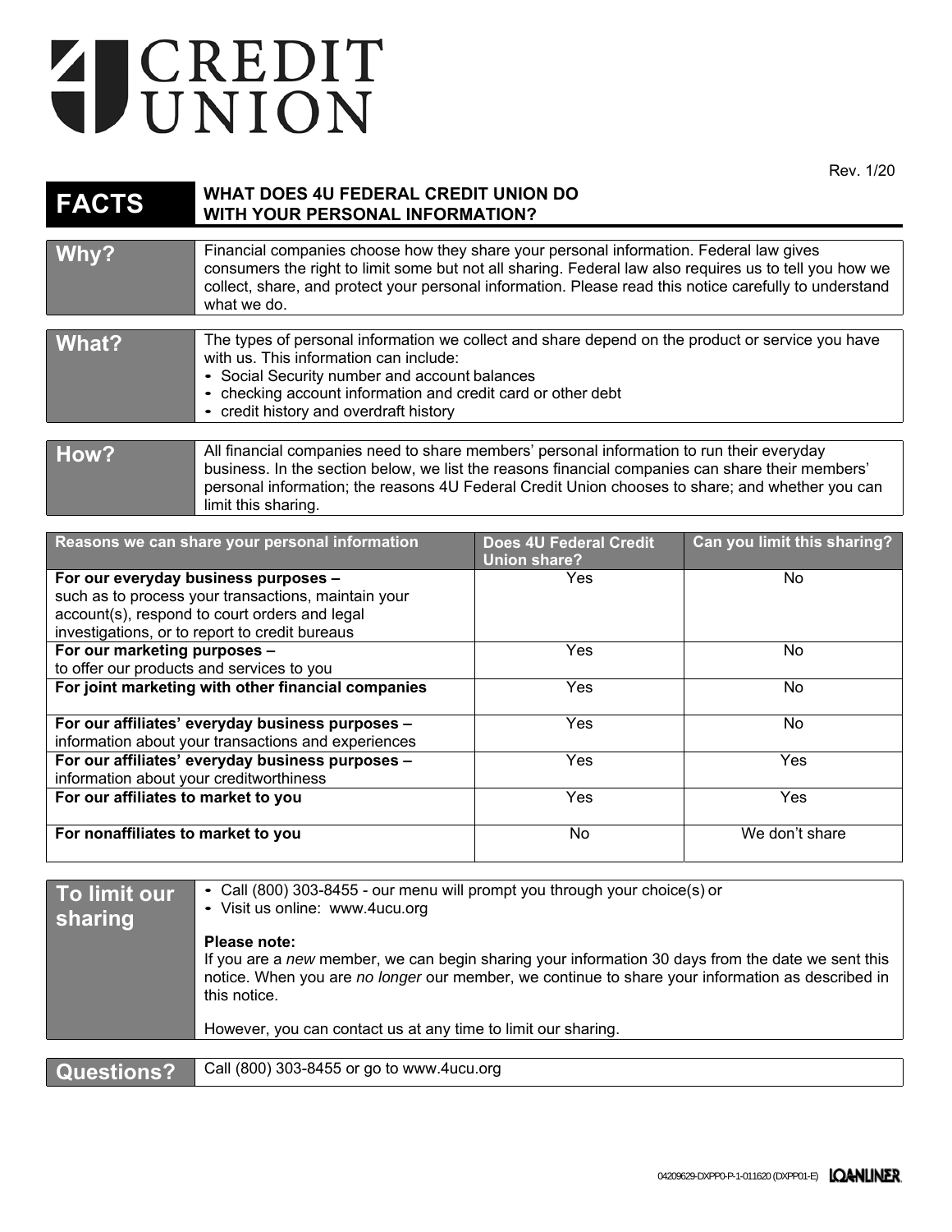# CREDIT UNION

Rev. 1/20

## FACTS — WHAT DOES 4U FEDERAL CREDIT UNION DO WITH YOUR PERSONAL INFORMATION?

**Why?**

Financial companies choose how they share your personal information. Federal law gives consumers the right to limit some but not all sharing. Federal law also requires us to tell you how we collect, share, and protect your personal information. Please read this notice carefully to understand what we do.

**What?**

The types of personal information we collect and share depend on the product or service you have with us. This information can include:

- Social Security number and account balances
- checking account information and credit card or other debt
- credit history and overdraft history

**How?**

All financial companies need to share members' personal information to run their everyday business. In the section below, we list the reasons financial companies can share their members' personal information; the reasons 4U Federal Credit Union chooses to share; and whether you can limit this sharing.

| Reasons we can share your personal information | Does 4U Federal Credit Union share? | Can you limit this sharing? |
|---|---|---|
| **For our everyday business purposes –** such as to process your transactions, maintain your account(s), respond to court orders and legal investigations, or to report to credit bureaus | Yes | No |
| **For our marketing purposes –** to offer our products and services to you | Yes | No |
| **For joint marketing with other financial companies** | Yes | No |
| **For our affiliates' everyday business purposes –** information about your transactions and experiences | Yes | No |
| **For our affiliates' everyday business purposes –** information about your creditworthiness | Yes | Yes |
| **For our affiliates to market to you** | Yes | Yes |
| **For nonaffiliates to market to you** | No | We don't share |

**To limit our sharing**

- Call (800) 303-8455 - our menu will prompt you through your choice(s) or
- Visit us online: www.4ucu.org

**Please note:**
If you are a *new* member, we can begin sharing your information 30 days from the date we sent this notice. When you are *no longer* our member, we continue to share your information as described in this notice.

However, you can contact us at any time to limit our sharing.

**Questions?**

Call (800) 303-8455 or go to www.4ucu.org

04209629-DXPP0-P-1-011620 (DXPP01-E) LOANLINER.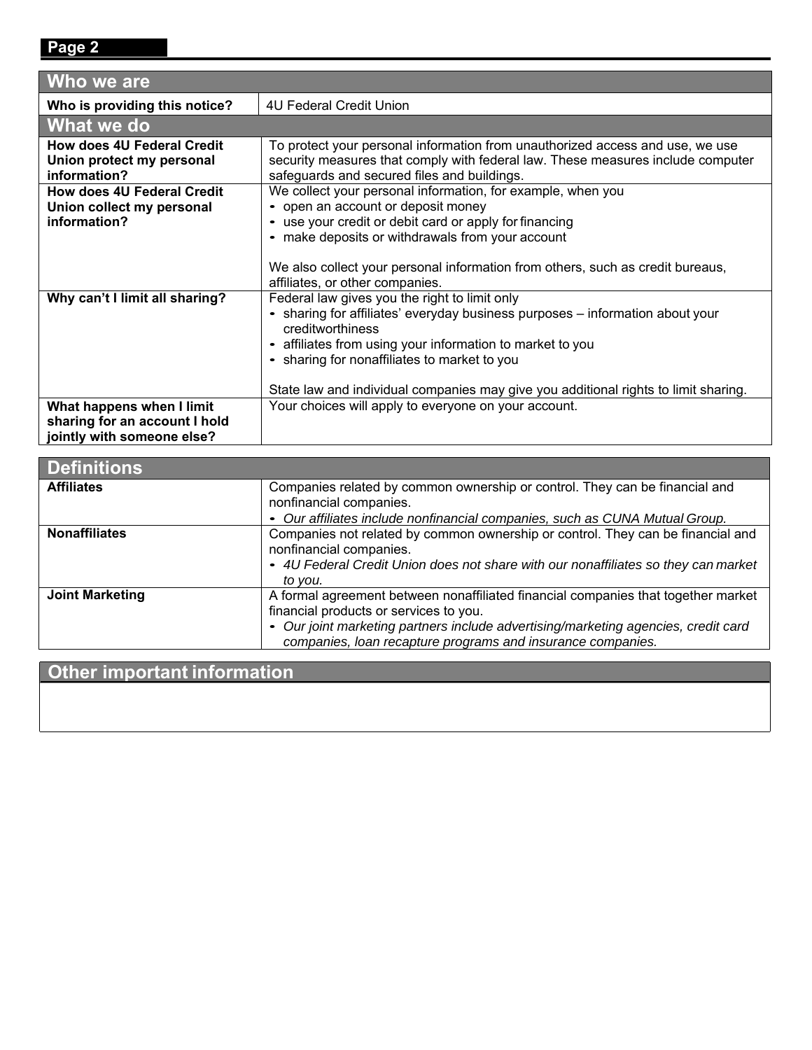| Who we are | |
|---|---|
| **Who is providing this notice?** | 4U Federal Credit Union |

| What we do | |
|---|---|
| **How does 4U Federal Credit Union protect my personal information?** | To protect your personal information from unauthorized access and use, we use security measures that comply with federal law. These measures include computer safeguards and secured files and buildings. |
| **How does 4U Federal Credit Union collect my personal information?** | We collect your personal information, for example, when you<br>• open an account or deposit money<br>• use your credit or debit card or apply for financing<br>• make deposits or withdrawals from your account<br><br>We also collect your personal information from others, such as credit bureaus, affiliates, or other companies. |
| **Why can't I limit all sharing?** | Federal law gives you the right to limit only<br>• sharing for affiliates' everyday business purposes – information about your creditworthiness<br>• affiliates from using your information to market to you<br>• sharing for nonaffiliates to market to you<br><br>State law and individual companies may give you additional rights to limit sharing. |
| **What happens when I limit sharing for an account I hold jointly with someone else?** | Your choices will apply to everyone on your account. |

| Definitions | |
|---|---|
| **Affiliates** | Companies related by common ownership or control. They can be financial and nonfinancial companies.<br>• *Our affiliates include nonfinancial companies, such as CUNA Mutual Group.* |
| **Nonaffiliates** | Companies not related by common ownership or control. They can be financial and nonfinancial companies.<br>• *4U Federal Credit Union does not share with our nonaffiliates so they can market to you.* |
| **Joint Marketing** | A formal agreement between nonaffiliated financial companies that together market financial products or services to you.<br>• *Our joint marketing partners include advertising/marketing agencies, credit card companies, loan recapture programs and insurance companies.* |

## Other important information